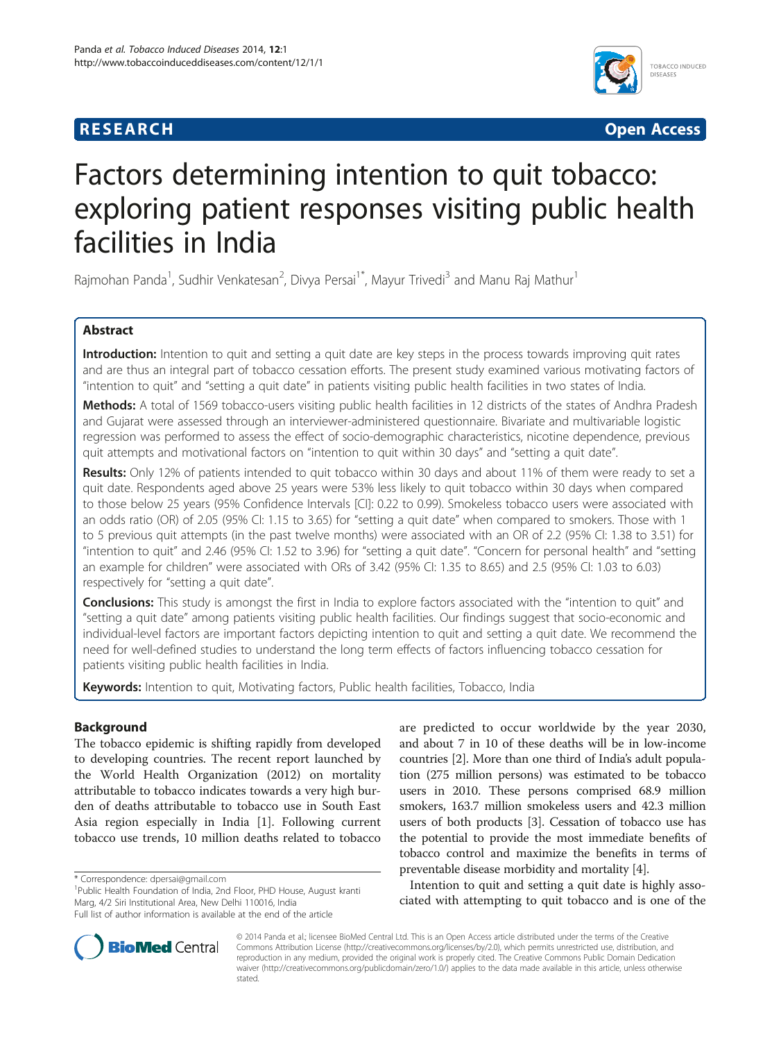**RESEARCH** **Open Access**

# Factors determining intention to quit tobacco: exploring patient responses visiting public health facilities in India

Rajmohan Panda[1], Sudhir Venkatesan[2], Divya Persai[1*], Mayur Trivedi[3] and Manu Raj Mathur[1]

## Abstract

**Introduction:** Intention to quit and setting a quit date are key steps in the process towards improving quit rates and are thus an integral part of tobacco cessation efforts. The present study examined various motivating factors of "intention to quit" and "setting a quit date" in patients visiting public health facilities in two states of India.

**Methods:** A total of 1569 tobacco-users visiting public health facilities in 12 districts of the states of Andhra Pradesh and Gujarat were assessed through an interviewer-administered questionnaire. Bivariate and multivariable logistic regression was performed to assess the effect of socio-demographic characteristics, nicotine dependence, previous quit attempts and motivational factors on "intention to quit within 30 days" and "setting a quit date".

**Results:** Only 12% of patients intended to quit tobacco within 30 days and about 11% of them were ready to set a quit date. Respondents aged above 25 years were 53% less likely to quit tobacco within 30 days when compared to those below 25 years (95% Confidence Intervals [CI]: 0.22 to 0.99). Smokeless tobacco users were associated with an odds ratio (OR) of 2.05 (95% CI: 1.15 to 3.65) for "setting a quit date" when compared to smokers. Those with 1 to 5 previous quit attempts (in the past twelve months) were associated with an OR of 2.2 (95% CI: 1.38 to 3.51) for "intention to quit" and 2.46 (95% CI: 1.52 to 3.96) for "setting a quit date". "Concern for personal health" and "setting an example for children" were associated with ORs of 3.42 (95% CI: 1.35 to 8.65) and 2.5 (95% CI: 1.03 to 6.03) respectively for "setting a quit date".

**Conclusions:** This study is amongst the first in India to explore factors associated with the "intention to quit" and "setting a quit date" among patients visiting public health facilities. Our findings suggest that socio-economic and individual-level factors are important factors depicting intention to quit and setting a quit date. We recommend the need for well-defined studies to understand the long term effects of factors influencing tobacco cessation for patients visiting public health facilities in India.

**Keywords:** Intention to quit, Motivating factors, Public health facilities, Tobacco, India

## Background

The tobacco epidemic is shifting rapidly from developed to developing countries. The recent report launched by the World Health Organization (2012) on mortality attributable to tobacco indicates towards a very high burden of deaths attributable to tobacco use in South East Asia region especially in India [1]. Following current tobacco use trends, 10 million deaths related to tobacco are predicted to occur worldwide by the year 2030, and about 7 in 10 of these deaths will be in low-income countries [2]. More than one third of India's adult population (275 million persons) was estimated to be tobacco users in 2010. These persons comprised 68.9 million smokers, 163.7 million smokeless users and 42.3 million users of both products [3]. Cessation of tobacco use has the potential to provide the most immediate benefits of tobacco control and maximize the benefits in terms of preventable disease morbidity and mortality [4].

Intention to quit and setting a quit date is highly associated with attempting to quit tobacco and is one of the

\* Correspondence: dpersai@gmail.com
[1]Public Health Foundation of India, 2nd Floor, PHD House, August kranti Marg, 4/2 Siri Institutional Area, New Delhi 110016, India
Full list of author information is available at the end of the article

© 2014 Panda et al.; licensee BioMed Central Ltd. This is an Open Access article distributed under the terms of the Creative Commons Attribution License (http://creativecommons.org/licenses/by/2.0), which permits unrestricted use, distribution, and reproduction in any medium, provided the original work is properly cited. The Creative Commons Public Domain Dedication waiver (http://creativecommons.org/publicdomain/zero/1.0/) applies to the data made available in this article, unless otherwise stated.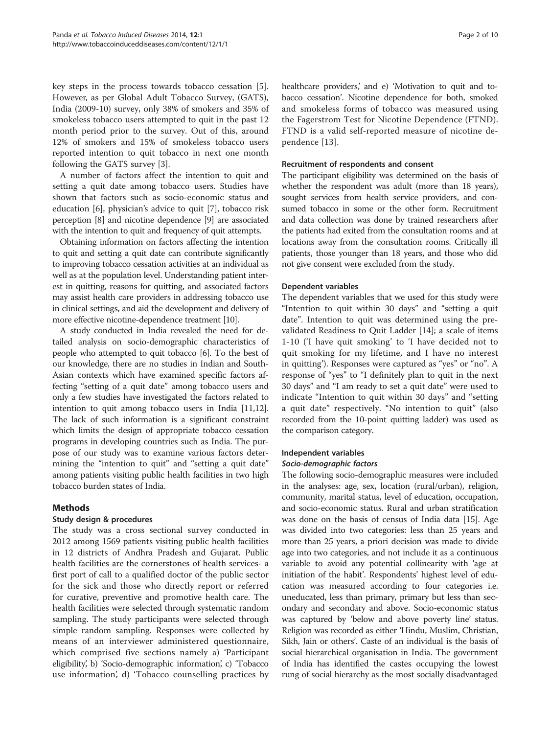key steps in the process towards tobacco cessation [5]. However, as per Global Adult Tobacco Survey, (GATS), India (2009-10) survey, only 38% of smokers and 35% of smokeless tobacco users attempted to quit in the past 12 month period prior to the survey. Out of this, around 12% of smokers and 15% of smokeless tobacco users reported intention to quit tobacco in next one month following the GATS survey [3].

A number of factors affect the intention to quit and setting a quit date among tobacco users. Studies have shown that factors such as socio-economic status and education [6], physician's advice to quit [7], tobacco risk perception [8] and nicotine dependence [9] are associated with the intention to quit and frequency of quit attempts.

Obtaining information on factors affecting the intention to quit and setting a quit date can contribute significantly to improving tobacco cessation activities at an individual as well as at the population level. Understanding patient interest in quitting, reasons for quitting, and associated factors may assist health care providers in addressing tobacco use in clinical settings, and aid the development and delivery of more effective nicotine-dependence treatment [10].

A study conducted in India revealed the need for detailed analysis on socio-demographic characteristics of people who attempted to quit tobacco [6]. To the best of our knowledge, there are no studies in Indian and South-Asian contexts which have examined specific factors affecting "setting of a quit date" among tobacco users and only a few studies have investigated the factors related to intention to quit among tobacco users in India [11,12]. The lack of such information is a significant constraint which limits the design of appropriate tobacco cessation programs in developing countries such as India. The purpose of our study was to examine various factors determining the "intention to quit" and "setting a quit date" among patients visiting public health facilities in two high tobacco burden states of India.

## Methods

### Study design & procedures

The study was a cross sectional survey conducted in 2012 among 1569 patients visiting public health facilities in 12 districts of Andhra Pradesh and Gujarat. Public health facilities are the cornerstones of health services- a first port of call to a qualified doctor of the public sector for the sick and those who directly report or referred for curative, preventive and promotive health care. The health facilities were selected through systematic random sampling. The study participants were selected through simple random sampling. Responses were collected by means of an interviewer administered questionnaire, which comprised five sections namely a) 'Participant eligibility', b) 'Socio-demographic information', c) 'Tobacco use information', d) 'Tobacco counselling practices by healthcare providers,' and e) 'Motivation to quit and tobacco cessation'. Nicotine dependence for both, smoked and smokeless forms of tobacco was measured using the Fagerstrom Test for Nicotine Dependence (FTND). FTND is a valid self-reported measure of nicotine dependence [13].

### Recruitment of respondents and consent

The participant eligibility was determined on the basis of whether the respondent was adult (more than 18 years), sought services from health service providers, and consumed tobacco in some or the other form. Recruitment and data collection was done by trained researchers after the patients had exited from the consultation rooms and at locations away from the consultation rooms. Critically ill patients, those younger than 18 years, and those who did not give consent were excluded from the study.

### Dependent variables

The dependent variables that we used for this study were "Intention to quit within 30 days" and "setting a quit date". Intention to quit was determined using the pre-validated Readiness to Quit Ladder [14]; a scale of items 1-10 ('I have quit smoking' to 'I have decided not to quit smoking for my lifetime, and I have no interest in quitting'). Responses were captured as "yes" or "no". A response of "yes" to "I definitely plan to quit in the next 30 days" and "I am ready to set a quit date" were used to indicate "Intention to quit within 30 days" and "setting a quit date" respectively. "No intention to quit" (also recorded from the 10-point quitting ladder) was used as the comparison category.

### Independent variables

#### *Socio-demographic factors*

The following socio-demographic measures were included in the analyses: age, sex, location (rural/urban), religion, community, marital status, level of education, occupation, and socio-economic status. Rural and urban stratification was done on the basis of census of India data [15]. Age was divided into two categories: less than 25 years and more than 25 years, a priori decision was made to divide age into two categories, and not include it as a continuous variable to avoid any potential collinearity with 'age at initiation of the habit'. Respondents' highest level of education was measured according to four categories i.e. uneducated, less than primary, primary but less than secondary and secondary and above. Socio-economic status was captured by 'below and above poverty line' status. Religion was recorded as either 'Hindu, Muslim, Christian, Sikh, Jain or others'. Caste of an individual is the basis of social hierarchical organisation in India. The government of India has identified the castes occupying the lowest rung of social hierarchy as the most socially disadvantaged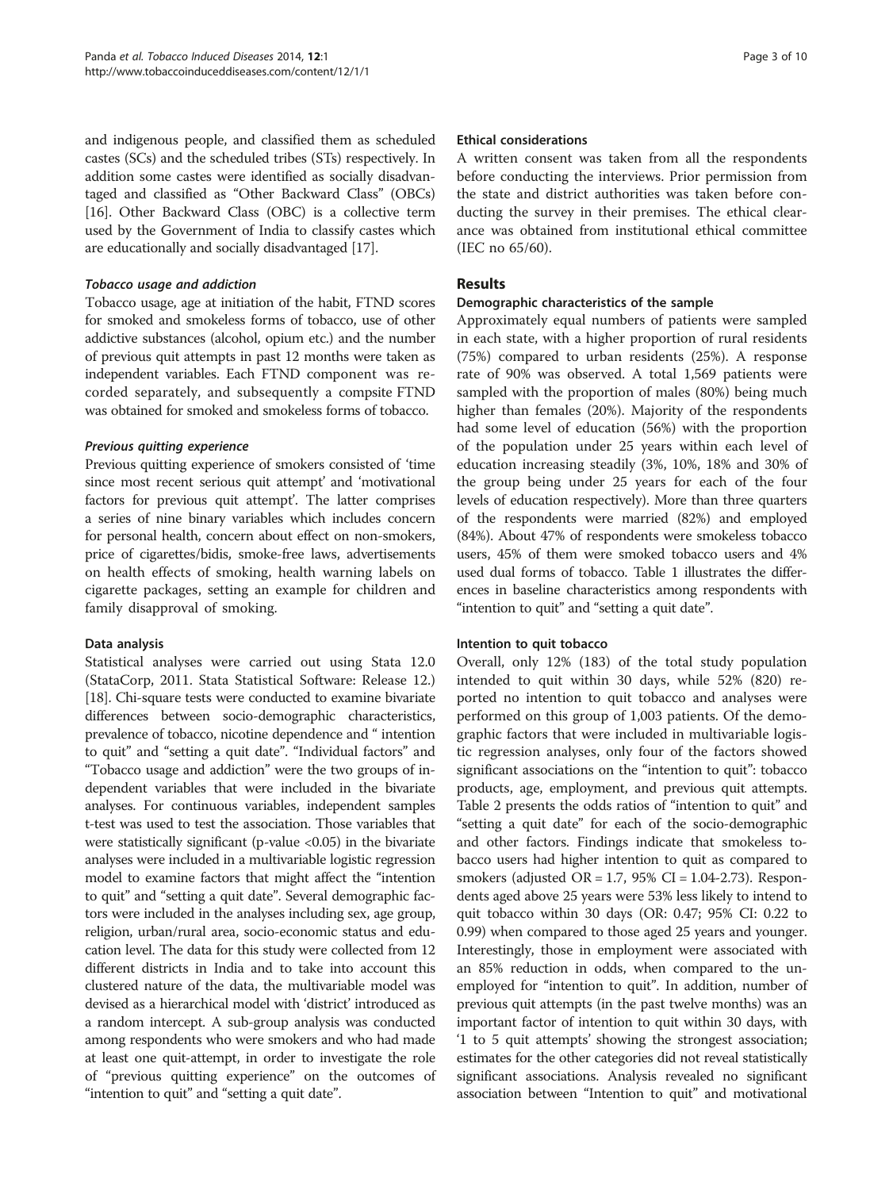and indigenous people, and classified them as scheduled castes (SCs) and the scheduled tribes (STs) respectively. In addition some castes were identified as socially disadvantaged and classified as "Other Backward Class" (OBCs) [16]. Other Backward Class (OBC) is a collective term used by the Government of India to classify castes which are educationally and socially disadvantaged [17].

#### *Tobacco usage and addiction*

Tobacco usage, age at initiation of the habit, FTND scores for smoked and smokeless forms of tobacco, use of other addictive substances (alcohol, opium etc.) and the number of previous quit attempts in past 12 months were taken as independent variables. Each FTND component was recorded separately, and subsequently a compsite FTND was obtained for smoked and smokeless forms of tobacco.

#### *Previous quitting experience*

Previous quitting experience of smokers consisted of 'time since most recent serious quit attempt' and 'motivational factors for previous quit attempt'. The latter comprises a series of nine binary variables which includes concern for personal health, concern about effect on non-smokers, price of cigarettes/bidis, smoke-free laws, advertisements on health effects of smoking, health warning labels on cigarette packages, setting an example for children and family disapproval of smoking.

### Data analysis

Statistical analyses were carried out using Stata 12.0 (StataCorp, 2011. Stata Statistical Software: Release 12.) [18]. Chi-square tests were conducted to examine bivariate differences between socio-demographic characteristics, prevalence of tobacco, nicotine dependence and " intention to quit" and "setting a quit date". "Individual factors" and "Tobacco usage and addiction" were the two groups of independent variables that were included in the bivariate analyses. For continuous variables, independent samples t-test was used to test the association. Those variables that were statistically significant (p-value <0.05) in the bivariate analyses were included in a multivariable logistic regression model to examine factors that might affect the "intention to quit" and "setting a quit date". Several demographic factors were included in the analyses including sex, age group, religion, urban/rural area, socio-economic status and education level. The data for this study were collected from 12 different districts in India and to take into account this clustered nature of the data, the multivariable model was devised as a hierarchical model with 'district' introduced as a random intercept. A sub-group analysis was conducted among respondents who were smokers and who had made at least one quit-attempt, in order to investigate the role of "previous quitting experience" on the outcomes of "intention to quit" and "setting a quit date".

### Ethical considerations

A written consent was taken from all the respondents before conducting the interviews. Prior permission from the state and district authorities was taken before conducting the survey in their premises. The ethical clearance was obtained from institutional ethical committee (IEC no 65/60).

## Results

### Demographic characteristics of the sample

Approximately equal numbers of patients were sampled in each state, with a higher proportion of rural residents (75%) compared to urban residents (25%). A response rate of 90% was observed. A total 1,569 patients were sampled with the proportion of males (80%) being much higher than females (20%). Majority of the respondents had some level of education (56%) with the proportion of the population under 25 years within each level of education increasing steadily (3%, 10%, 18% and 30% of the group being under 25 years for each of the four levels of education respectively). More than three quarters of the respondents were married (82%) and employed (84%). About 47% of respondents were smokeless tobacco users, 45% of them were smoked tobacco users and 4% used dual forms of tobacco. Table 1 illustrates the differences in baseline characteristics among respondents with "intention to quit" and "setting a quit date".

### Intention to quit tobacco

Overall, only 12% (183) of the total study population intended to quit within 30 days, while 52% (820) reported no intention to quit tobacco and analyses were performed on this group of 1,003 patients. Of the demographic factors that were included in multivariable logistic regression analyses, only four of the factors showed significant associations on the "intention to quit": tobacco products, age, employment, and previous quit attempts. Table 2 presents the odds ratios of "intention to quit" and "setting a quit date" for each of the socio-demographic and other factors. Findings indicate that smokeless tobacco users had higher intention to quit as compared to smokers (adjusted OR = 1.7, 95% CI = 1.04-2.73). Respondents aged above 25 years were 53% less likely to intend to quit tobacco within 30 days (OR: 0.47; 95% CI: 0.22 to 0.99) when compared to those aged 25 years and younger. Interestingly, those in employment were associated with an 85% reduction in odds, when compared to the unemployed for "intention to quit". In addition, number of previous quit attempts (in the past twelve months) was an important factor of intention to quit within 30 days, with '1 to 5 quit attempts' showing the strongest association; estimates for the other categories did not reveal statistically significant associations. Analysis revealed no significant association between "Intention to quit" and motivational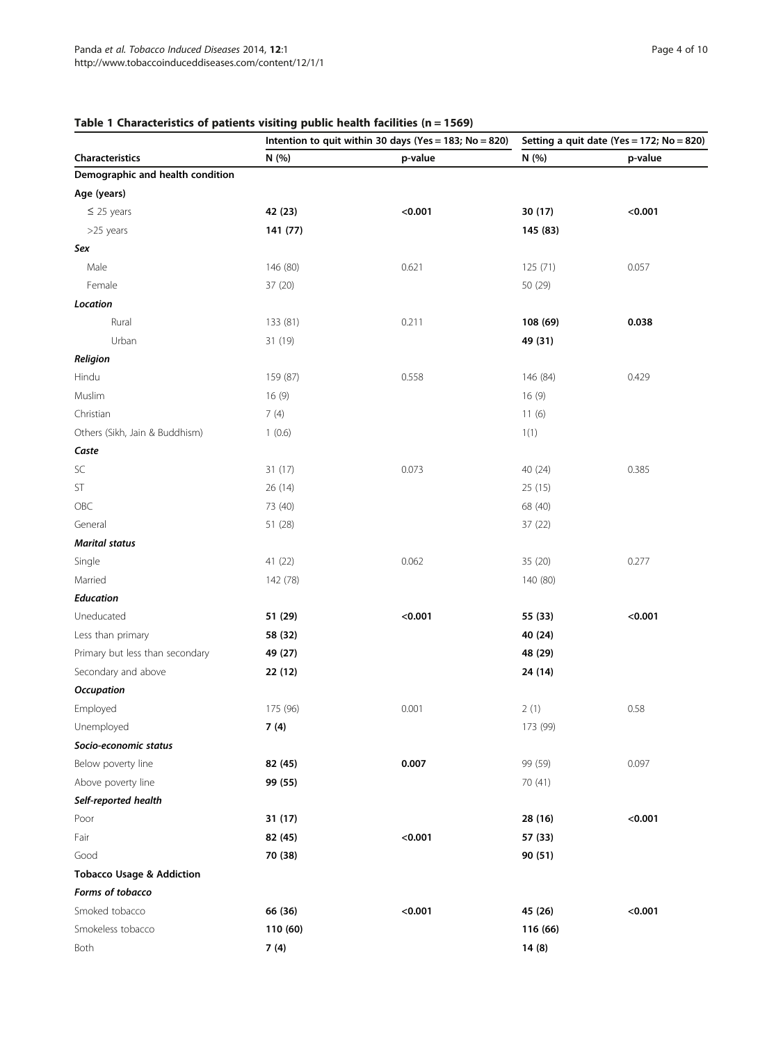**Table 1 Characteristics of patients visiting public health facilities (n = 1569)**

| Characteristics | Intention to quit within 30 days (Yes = 183; No = 820) | | Setting a quit date (Yes = 172; No = 820) | |
|---|---|---|---|---|
| | N (%) | p-value | N (%) | p-value |
| **Demographic and health condition** | | | | |
| **Age (years)** | | | | |
| ≤ 25 years | **42 (23)** | **<0.001** | **30 (17)** | **<0.001** |
| >25 years | **141 (77)** | | **145 (83)** | |
| ***Sex*** | | | | |
| Male | 146 (80) | 0.621 | 125 (71) | 0.057 |
| Female | 37 (20) | | 50 (29) | |
| ***Location*** | | | | |
| Rural | 133 (81) | 0.211 | **108 (69)** | **0.038** |
| Urban | 31 (19) | | **49 (31)** | |
| ***Religion*** | | | | |
| Hindu | 159 (87) | 0.558 | 146 (84) | 0.429 |
| Muslim | 16 (9) | | 16 (9) | |
| Christian | 7 (4) | | 11 (6) | |
| Others (Sikh, Jain & Buddhism) | 1 (0.6) | | 1(1) | |
| ***Caste*** | | | | |
| SC | 31 (17) | 0.073 | 40 (24) | 0.385 |
| ST | 26 (14) | | 25 (15) | |
| OBC | 73 (40) | | 68 (40) | |
| General | 51 (28) | | 37 (22) | |
| ***Marital status*** | | | | |
| Single | 41 (22) | 0.062 | 35 (20) | 0.277 |
| Married | 142 (78) | | 140 (80) | |
| ***Education*** | | | | |
| Uneducated | **51 (29)** | **<0.001** | **55 (33)** | **<0.001** |
| Less than primary | **58 (32)** | | **40 (24)** | |
| Primary but less than secondary | **49 (27)** | | **48 (29)** | |
| Secondary and above | **22 (12)** | | **24 (14)** | |
| ***Occupation*** | | | | |
| Employed | 175 (96) | 0.001 | 2 (1) | 0.58 |
| Unemployed | **7 (4)** | | 173 (99) | |
| ***Socio-economic status*** | | | | |
| Below poverty line | **82 (45)** | **0.007** | 99 (59) | 0.097 |
| Above poverty line | **99 (55)** | | 70 (41) | |
| ***Self-reported health*** | | | | |
| Poor | **31 (17)** | | **28 (16)** | **<0.001** |
| Fair | **82 (45)** | **<0.001** | **57 (33)** | |
| Good | **70 (38)** | | **90 (51)** | |
| **Tobacco Usage & Addiction** | | | | |
| ***Forms of tobacco*** | | | | |
| Smoked tobacco | **66 (36)** | **<0.001** | **45 (26)** | **<0.001** |
| Smokeless tobacco | **110 (60)** | | **116 (66)** | |
| Both | **7 (4)** | | **14 (8)** | |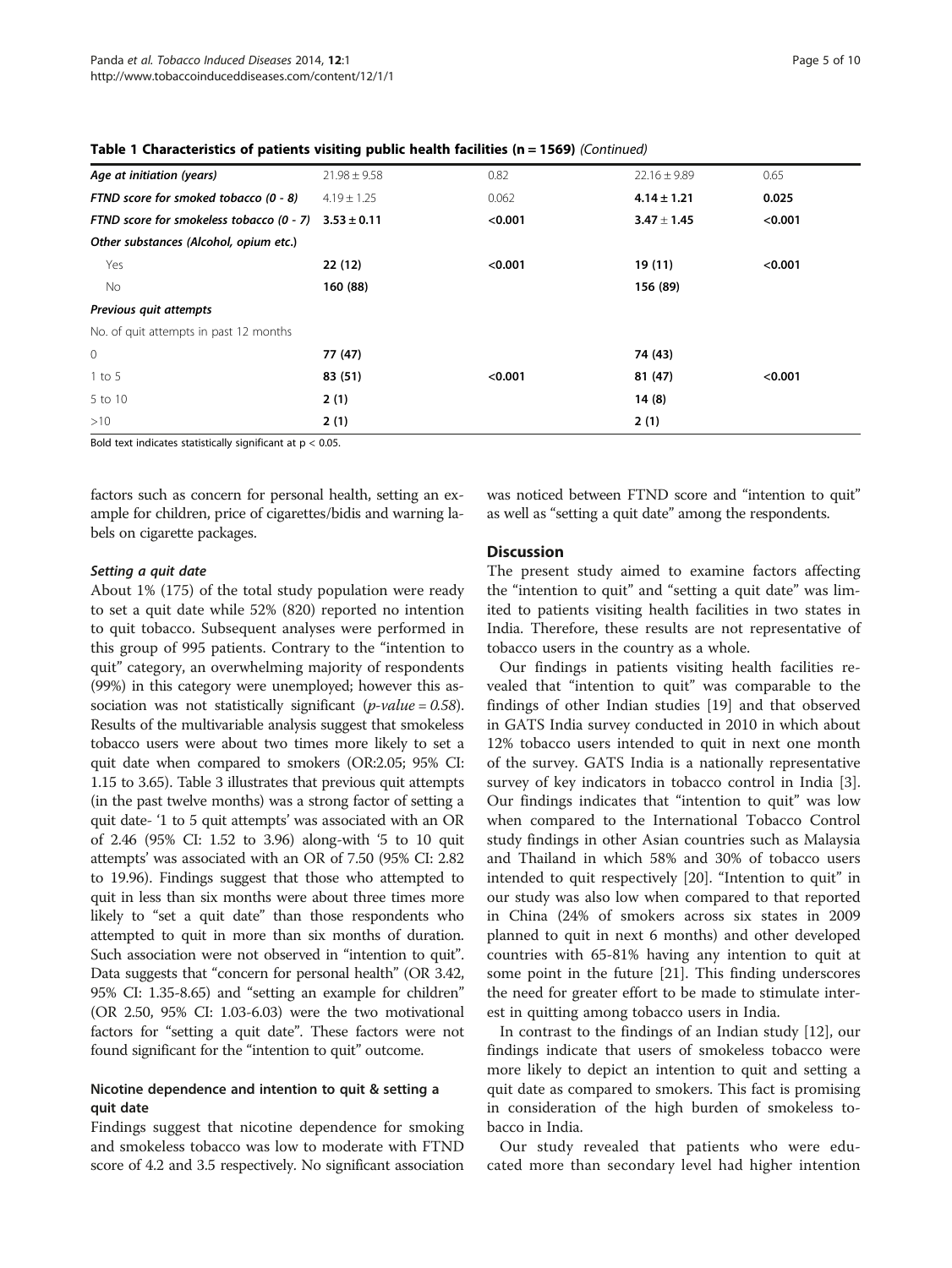**Table 1 Characteristics of patients visiting public health facilities (n = 1569)** *(Continued)*

| | | | | |
|---|---|---|---|---|
| ***Age at initiation (years)*** | 21.98 ± 9.58 | 0.82 | 22.16 ± 9.89 | 0.65 |
| ***FTND score for smoked tobacco (0 - 8)*** | 4.19 ± 1.25 | 0.062 | **4.14 ± 1.21** | **0.025** |
| ***FTND score for smokeless tobacco (0 - 7)*** | **3.53 ± 0.11** | **<0.001** | **3.47 ± 1.45** | **<0.001** |
| ***Other substances (Alcohol, opium etc.)*** | | | | |
| Yes | **22 (12)** | **<0.001** | **19 (11)** | **<0.001** |
| No | **160 (88)** | | **156 (89)** | |
| ***Previous quit attempts*** | | | | |
| No. of quit attempts in past 12 months | | | | |
| 0 | **77 (47)** | | **74 (43)** | |
| 1 to 5 | **83 (51)** | **<0.001** | **81 (47)** | **<0.001** |
| 5 to 10 | **2 (1)** | | **14 (8)** | |
| >10 | **2 (1)** | | **2 (1)** | |

Bold text indicates statistically significant at $p < 0.05$.

factors such as concern for personal health, setting an example for children, price of cigarettes/bidis and warning labels on cigarette packages.

#### Setting a quit date

About 1% (175) of the total study population were ready to set a quit date while 52% (820) reported no intention to quit tobacco. Subsequent analyses were performed in this group of 995 patients. Contrary to the "intention to quit" category, an overwhelming majority of respondents (99%) in this category were unemployed; however this association was not statistically significant (*p-value* = *0.58*). Results of the multivariable analysis suggest that smokeless tobacco users were about two times more likely to set a quit date when compared to smokers (OR:2.05; 95% CI: 1.15 to 3.65). Table 3 illustrates that previous quit attempts (in the past twelve months) was a strong factor of setting a quit date- '1 to 5 quit attempts' was associated with an OR of 2.46 (95% CI: 1.52 to 3.96) along-with '5 to 10 quit attempts' was associated with an OR of 7.50 (95% CI: 2.82 to 19.96). Findings suggest that those who attempted to quit in less than six months were about three times more likely to "set a quit date" than those respondents who attempted to quit in more than six months of duration. Such association were not observed in "intention to quit". Data suggests that "concern for personal health" (OR 3.42, 95% CI: 1.35-8.65) and "setting an example for children" (OR 2.50, 95% CI: 1.03-6.03) were the two motivational factors for "setting a quit date". These factors were not found significant for the "intention to quit" outcome.

### Nicotine dependence and intention to quit & setting a quit date

Findings suggest that nicotine dependence for smoking and smokeless tobacco was low to moderate with FTND score of 4.2 and 3.5 respectively. No significant association was noticed between FTND score and "intention to quit" as well as "setting a quit date" among the respondents.

## Discussion

The present study aimed to examine factors affecting the "intention to quit" and "setting a quit date" was limited to patients visiting health facilities in two states in India. Therefore, these results are not representative of tobacco users in the country as a whole.

Our findings in patients visiting health facilities revealed that "intention to quit" was comparable to the findings of other Indian studies [19] and that observed in GATS India survey conducted in 2010 in which about 12% tobacco users intended to quit in next one month of the survey. GATS India is a nationally representative survey of key indicators in tobacco control in India [3]. Our findings indicates that "intention to quit" was low when compared to the International Tobacco Control study findings in other Asian countries such as Malaysia and Thailand in which 58% and 30% of tobacco users intended to quit respectively [20]. "Intention to quit" in our study was also low when compared to that reported in China (24% of smokers across six states in 2009 planned to quit in next 6 months) and other developed countries with 65-81% having any intention to quit at some point in the future [21]. This finding underscores the need for greater effort to be made to stimulate interest in quitting among tobacco users in India.

In contrast to the findings of an Indian study [12], our findings indicate that users of smokeless tobacco were more likely to depict an intention to quit and setting a quit date as compared to smokers. This fact is promising in consideration of the high burden of smokeless tobacco in India.

Our study revealed that patients who were educated more than secondary level had higher intention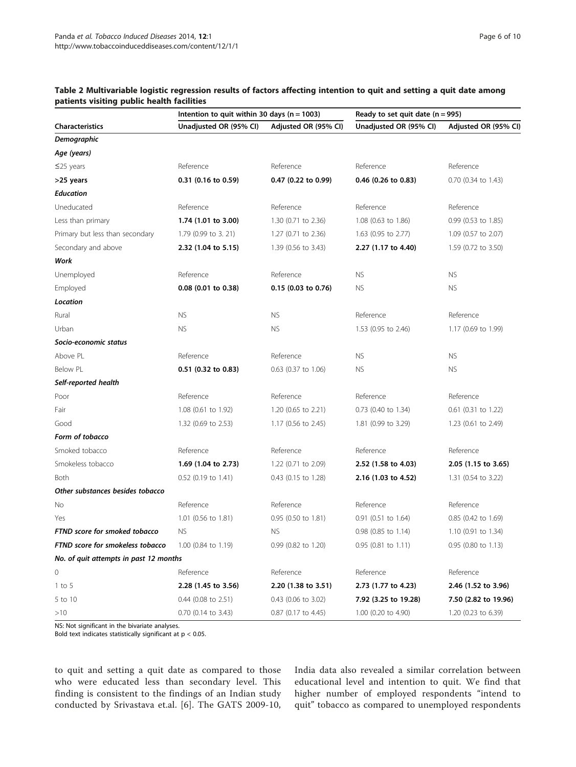**Table 2 Multivariable logistic regression results of factors affecting intention to quit and setting a quit date among patients visiting public health facilities**

| Characteristics | Intention to quit within 30 days (n = 1003) | | Ready to set quit date (n = 995) | |
|---|---|---|---|---|
| | Unadjusted OR (95% CI) | Adjusted OR (95% CI) | Unadjusted OR (95% CI) | Adjusted OR (95% CI) |
| ***Demographic*** | | | | |
| ***Age (years)*** | | | | |
| ≤25 years | Reference | Reference | Reference | Reference |
| **>25 years** | **0.31 (0.16 to 0.59)** | **0.47 (0.22 to 0.99)** | **0.46 (0.26 to 0.83)** | 0.70 (0.34 to 1.43) |
| ***Education*** | | | | |
| Uneducated | Reference | Reference | Reference | Reference |
| Less than primary | **1.74 (1.01 to 3.00)** | 1.30 (0.71 to 2.36) | 1.08 (0.63 to 1.86) | 0.99 (0.53 to 1.85) |
| Primary but less than secondary | 1.79 (0.99 to 3. 21) | 1.27 (0.71 to 2.36) | 1.63 (0.95 to 2.77) | 1.09 (0.57 to 2.07) |
| Secondary and above | **2.32 (1.04 to 5.15)** | 1.39 (0.56 to 3.43) | **2.27 (1.17 to 4.40)** | 1.59 (0.72 to 3.50) |
| ***Work*** | | | | |
| Unemployed | Reference | Reference | NS | NS |
| Employed | **0.08 (0.01 to 0.38)** | **0.15 (0.03 to 0.76)** | NS | NS |
| ***Location*** | | | | |
| Rural | NS | NS | Reference | Reference |
| Urban | NS | NS | 1.53 (0.95 to 2.46) | 1.17 (0.69 to 1.99) |
| ***Socio-economic status*** | | | | |
| Above PL | Reference | Reference | NS | NS |
| Below PL | **0.51 (0.32 to 0.83)** | 0.63 (0.37 to 1.06) | NS | NS |
| ***Self-reported health*** | | | | |
| Poor | Reference | Reference | Reference | Reference |
| Fair | 1.08 (0.61 to 1.92) | 1.20 (0.65 to 2.21) | 0.73 (0.40 to 1.34) | 0.61 (0.31 to 1.22) |
| Good | 1.32 (0.69 to 2.53) | 1.17 (0.56 to 2.45) | 1.81 (0.99 to 3.29) | 1.23 (0.61 to 2.49) |
| ***Form of tobacco*** | | | | |
| Smoked tobacco | Reference | Reference | Reference | Reference |
| Smokeless tobacco | **1.69 (1.04 to 2.73)** | 1.22 (0.71 to 2.09) | **2.52 (1.58 to 4.03)** | **2.05 (1.15 to 3.65)** |
| Both | 0.52 (0.19 to 1.41) | 0.43 (0.15 to 1.28) | **2.16 (1.03 to 4.52)** | 1.31 (0.54 to 3.22) |
| ***Other substances besides tobacco*** | | | | |
| No | Reference | Reference | Reference | Reference |
| Yes | 1.01 (0.56 to 1.81) | 0.95 (0.50 to 1.81) | 0.91 (0.51 to 1.64) | 0.85 (0.42 to 1.69) |
| ***FTND score for smoked tobacco*** | NS | NS | 0.98 (0.85 to 1.14) | 1.10 (0.91 to 1.34) |
| ***FTND score for smokeless tobacco*** | 1.00 (0.84 to 1.19) | 0.99 (0.82 to 1.20) | 0.95 (0.81 to 1.11) | 0.95 (0.80 to 1.13) |
| ***No. of quit attempts in past 12 months*** | | | | |
| 0 | Reference | Reference | Reference | Reference |
| 1 to 5 | **2.28 (1.45 to 3.56)** | **2.20 (1.38 to 3.51)** | **2.73 (1.77 to 4.23)** | **2.46 (1.52 to 3.96)** |
| 5 to 10 | 0.44 (0.08 to 2.51) | 0.43 (0.06 to 3.02) | **7.92 (3.25 to 19.28)** | **7.50 (2.82 to 19.96)** |
| >10 | 0.70 (0.14 to 3.43) | 0.87 (0.17 to 4.45) | 1.00 (0.20 to 4.90) | 1.20 (0.23 to 6.39) |

NS: Not significant in the bivariate analyses.
Bold text indicates statistically significant at $p < 0.05$.

to quit and setting a quit date as compared to those who were educated less than secondary level. This finding is consistent to the findings of an Indian study conducted by Srivastava et.al. [6]. The GATS 2009-10, India data also revealed a similar correlation between educational level and intention to quit. We find that higher number of employed respondents "intend to quit" tobacco as compared to unemployed respondents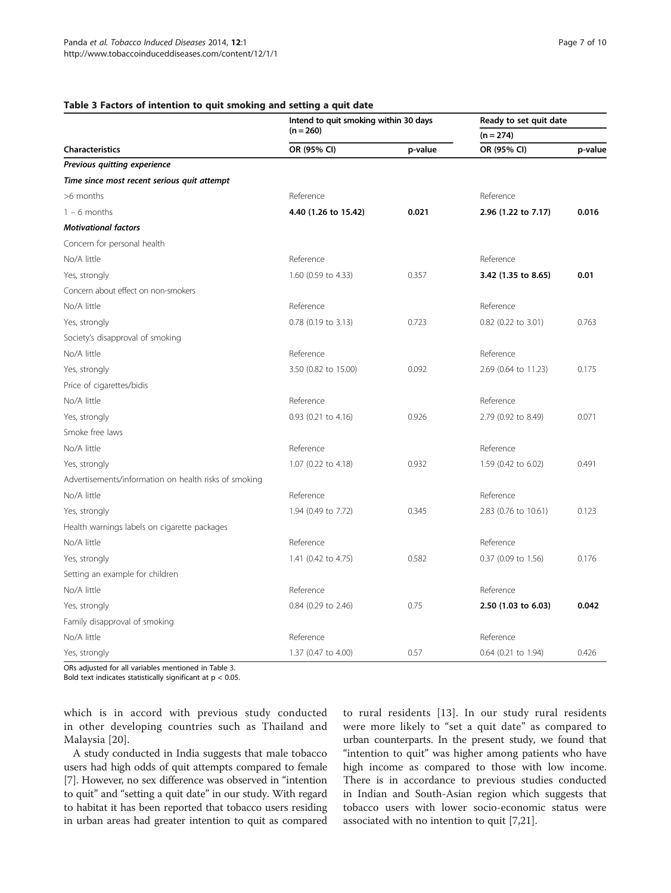**Table 3 Factors of intention to quit smoking and setting a quit date**

| Characteristics | Intend to quit smoking within 30 days (n = 260) | | Ready to set quit date (n = 274) | |
|---|---|---|---|---|
| | OR (95% CI) | p-value | OR (95% CI) | p-value |
| ***Previous quitting experience*** | | | | |
| ***Time since most recent serious quit attempt*** | | | | |
| >6 months | Reference | | Reference | |
| 1 – 6 months | **4.40 (1.26 to 15.42)** | **0.021** | **2.96 (1.22 to 7.17)** | **0.016** |
| ***Motivational factors*** | | | | |
| Concern for personal health | | | | |
| No/A little | Reference | | Reference | |
| Yes, strongly | 1.60 (0.59 to 4.33) | 0.357 | **3.42 (1.35 to 8.65)** | **0.01** |
| Concern about effect on non-smokers | | | | |
| No/A little | Reference | | Reference | |
| Yes, strongly | 0.78 (0.19 to 3.13) | 0.723 | 0.82 (0.22 to 3.01) | 0.763 |
| Society's disapproval of smoking | | | | |
| No/A little | Reference | | Reference | |
| Yes, strongly | 3.50 (0.82 to 15.00) | 0.092 | 2.69 (0.64 to 11.23) | 0.175 |
| Price of cigarettes/bidis | | | | |
| No/A little | Reference | | Reference | |
| Yes, strongly | 0.93 (0.21 to 4.16) | 0.926 | 2.79 (0.92 to 8.49) | 0.071 |
| Smoke free laws | | | | |
| No/A little | Reference | | Reference | |
| Yes, strongly | 1.07 (0.22 to 4.18) | 0.932 | 1.59 (0.42 to 6.02) | 0.491 |
| Advertisements/information on health risks of smoking | | | | |
| No/A little | Reference | | Reference | |
| Yes, strongly | 1.94 (0.49 to 7.72) | 0.345 | 2.83 (0.76 to 10.61) | 0.123 |
| Health warnings labels on cigarette packages | | | | |
| No/A little | Reference | | Reference | |
| Yes, strongly | 1.41 (0.42 to 4.75) | 0.582 | 0.37 (0.09 to 1.56) | 0.176 |
| Setting an example for children | | | | |
| No/A little | Reference | | Reference | |
| Yes, strongly | 0.84 (0.29 to 2.46) | 0.75 | **2.50 (1.03 to 6.03)** | **0.042** |
| Family disapproval of smoking | | | | |
| No/A little | Reference | | Reference | |
| Yes, strongly | 1.37 (0.47 to 4.00) | 0.57 | 0.64 (0.21 to 1.94) | 0.426 |

ORs adjusted for all variables mentioned in Table 3.
Bold text indicates statistically significant at $p < 0.05$.

which is in accord with previous study conducted in other developing countries such as Thailand and Malaysia [20].

A study conducted in India suggests that male tobacco users had high odds of quit attempts compared to female [7]. However, no sex difference was observed in "intention to quit" and "setting a quit date" in our study. With regard to habitat it has been reported that tobacco users residing in urban areas had greater intention to quit as compared to rural residents [13]. In our study rural residents were more likely to "set a quit date" as compared to urban counterparts. In the present study, we found that "intention to quit" was higher among patients who have high income as compared to those with low income. There is in accordance to previous studies conducted in Indian and South-Asian region which suggests that tobacco users with lower socio-economic status were associated with no intention to quit [7,21].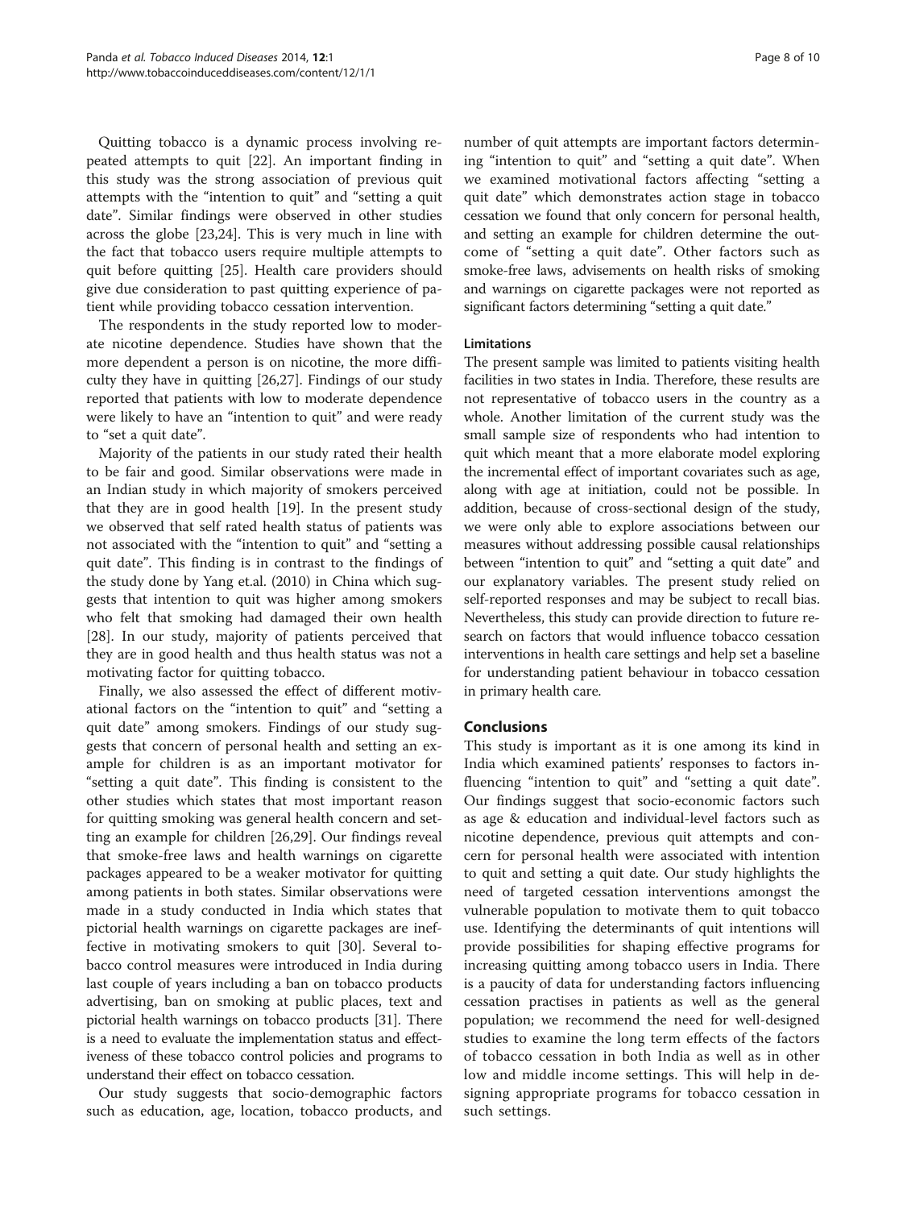Quitting tobacco is a dynamic process involving repeated attempts to quit [22]. An important finding in this study was the strong association of previous quit attempts with the "intention to quit" and "setting a quit date". Similar findings were observed in other studies across the globe [23,24]. This is very much in line with the fact that tobacco users require multiple attempts to quit before quitting [25]. Health care providers should give due consideration to past quitting experience of patient while providing tobacco cessation intervention.

The respondents in the study reported low to moderate nicotine dependence. Studies have shown that the more dependent a person is on nicotine, the more difficulty they have in quitting [26,27]. Findings of our study reported that patients with low to moderate dependence were likely to have an "intention to quit" and were ready to "set a quit date".

Majority of the patients in our study rated their health to be fair and good. Similar observations were made in an Indian study in which majority of smokers perceived that they are in good health [19]. In the present study we observed that self rated health status of patients was not associated with the "intention to quit" and "setting a quit date". This finding is in contrast to the findings of the study done by Yang et.al. (2010) in China which suggests that intention to quit was higher among smokers who felt that smoking had damaged their own health [28]. In our study, majority of patients perceived that they are in good health and thus health status was not a motivating factor for quitting tobacco.

Finally, we also assessed the effect of different motivational factors on the "intention to quit" and "setting a quit date" among smokers. Findings of our study suggests that concern of personal health and setting an example for children is as an important motivator for "setting a quit date". This finding is consistent to the other studies which states that most important reason for quitting smoking was general health concern and setting an example for children [26,29]. Our findings reveal that smoke-free laws and health warnings on cigarette packages appeared to be a weaker motivator for quitting among patients in both states. Similar observations were made in a study conducted in India which states that pictorial health warnings on cigarette packages are ineffective in motivating smokers to quit [30]. Several tobacco control measures were introduced in India during last couple of years including a ban on tobacco products advertising, ban on smoking at public places, text and pictorial health warnings on tobacco products [31]. There is a need to evaluate the implementation status and effectiveness of these tobacco control policies and programs to understand their effect on tobacco cessation.

Our study suggests that socio-demographic factors such as education, age, location, tobacco products, and number of quit attempts are important factors determining "intention to quit" and "setting a quit date". When we examined motivational factors affecting "setting a quit date" which demonstrates action stage in tobacco cessation we found that only concern for personal health, and setting an example for children determine the outcome of "setting a quit date". Other factors such as smoke-free laws, advisements on health risks of smoking and warnings on cigarette packages were not reported as significant factors determining "setting a quit date."

### Limitations

The present sample was limited to patients visiting health facilities in two states in India. Therefore, these results are not representative of tobacco users in the country as a whole. Another limitation of the current study was the small sample size of respondents who had intention to quit which meant that a more elaborate model exploring the incremental effect of important covariates such as age, along with age at initiation, could not be possible. In addition, because of cross-sectional design of the study, we were only able to explore associations between our measures without addressing possible causal relationships between "intention to quit" and "setting a quit date" and our explanatory variables. The present study relied on self-reported responses and may be subject to recall bias. Nevertheless, this study can provide direction to future research on factors that would influence tobacco cessation interventions in health care settings and help set a baseline for understanding patient behaviour in tobacco cessation in primary health care.

## Conclusions

This study is important as it is one among its kind in India which examined patients' responses to factors influencing "intention to quit" and "setting a quit date". Our findings suggest that socio-economic factors such as age & education and individual-level factors such as nicotine dependence, previous quit attempts and concern for personal health were associated with intention to quit and setting a quit date. Our study highlights the need of targeted cessation interventions amongst the vulnerable population to motivate them to quit tobacco use. Identifying the determinants of quit intentions will provide possibilities for shaping effective programs for increasing quitting among tobacco users in India. There is a paucity of data for understanding factors influencing cessation practises in patients as well as the general population; we recommend the need for well-designed studies to examine the long term effects of the factors of tobacco cessation in both India as well as in other low and middle income settings. This will help in designing appropriate programs for tobacco cessation in such settings.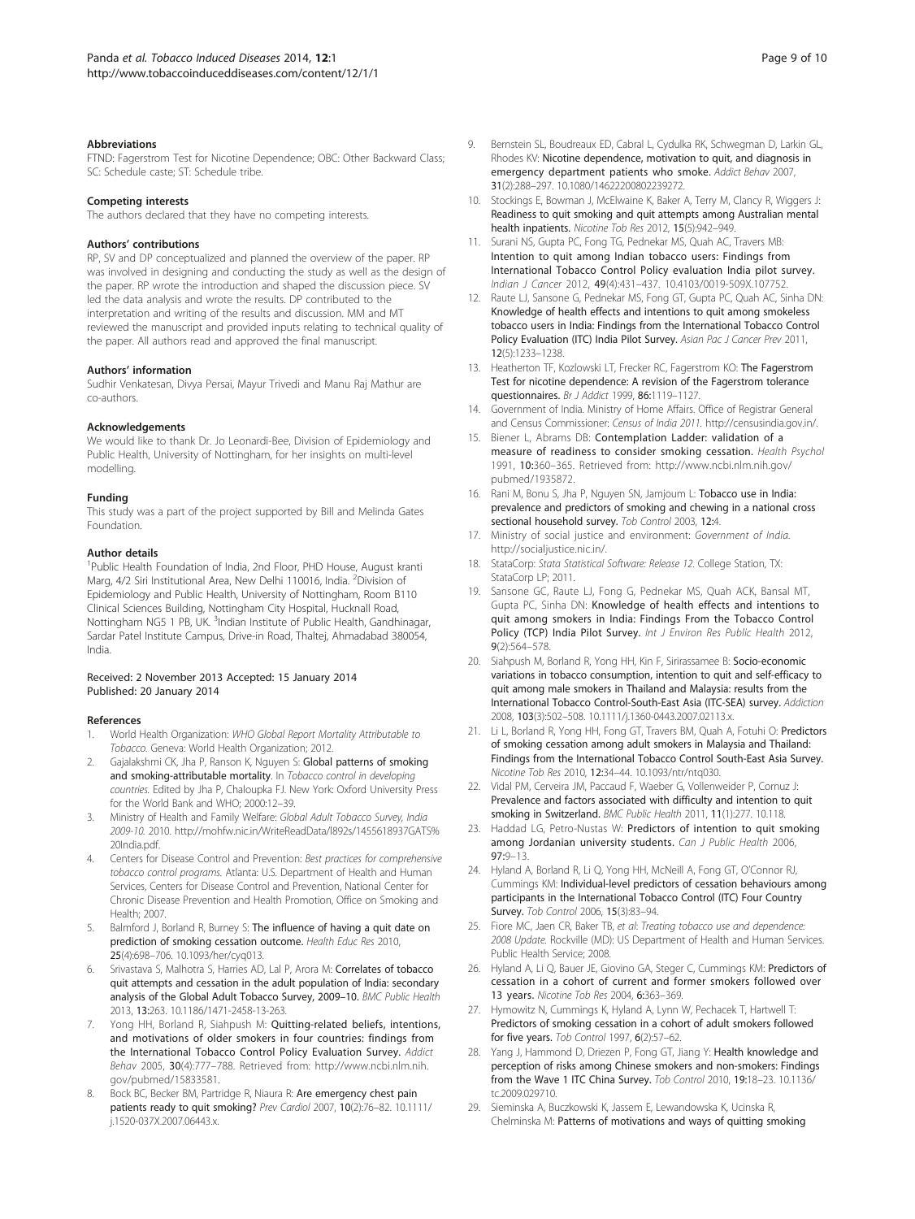### Abbreviations

FTND: Fagerstrom Test for Nicotine Dependence; OBC: Other Backward Class; SC: Schedule caste; ST: Schedule tribe.

### Competing interests

The authors declared that they have no competing interests.

### Authors' contributions

RP, SV and DP conceptualized and planned the overview of the paper. RP was involved in designing and conducting the study as well as the design of the paper. RP wrote the introduction and shaped the discussion piece. SV led the data analysis and wrote the results. DP contributed to the interpretation and writing of the results and discussion. MM and MT reviewed the manuscript and provided inputs relating to technical quality of the paper. All authors read and approved the final manuscript.

### Authors' information

Sudhir Venkatesan, Divya Persai, Mayur Trivedi and Manu Raj Mathur are co-authors.

### Acknowledgements

We would like to thank Dr. Jo Leonardi-Bee, Division of Epidemiology and Public Health, University of Nottingham, for her insights on multi-level modelling.

### Funding

This study was a part of the project supported by Bill and Melinda Gates Foundation.

### Author details

[1]Public Health Foundation of India, 2nd Floor, PHD House, August kranti Marg, 4/2 Siri Institutional Area, New Delhi 110016, India. [2]Division of Epidemiology and Public Health, University of Nottingham, Room B110 Clinical Sciences Building, Nottingham City Hospital, Hucknall Road, Nottingham NG5 1 PB, UK. [3]Indian Institute of Public Health, Gandhinagar, Sardar Patel Institute Campus, Drive-in Road, Thaltej, Ahmadabad 380054, India.

Received: 2 November 2013 Accepted: 15 January 2014
Published: 20 January 2014

### References

1. World Health Organization: *WHO Global Report Mortality Attributable to Tobacco.* Geneva: World Health Organization; 2012.
2. Gajalakshmi CK, Jha P, Ranson K, Nguyen S: **Global patterns of smoking and smoking-attributable mortality**. In *Tobacco control in developing countries.* Edited by Jha P, Chaloupka FJ. New York: Oxford University Press for the World Bank and WHO; 2000:12–39.
3. Ministry of Health and Family Welfare: *Global Adult Tobacco Survey, India 2009-10.* 2010. http://mohfw.nic.in/WriteReadData/l892s/1455618937GATS%20India.pdf.
4. Centers for Disease Control and Prevention: *Best practices for comprehensive tobacco control programs.* Atlanta: U.S. Department of Health and Human Services, Centers for Disease Control and Prevention, National Center for Chronic Disease Prevention and Health Promotion, Office on Smoking and Health; 2007.
5. Balmford J, Borland R, Burney S: **The influence of having a quit date on prediction of smoking cessation outcome.** *Health Educ Res* 2010, **25**(4):698–706. 10.1093/her/cyq013.
6. Srivastava S, Malhotra S, Harries AD, Lal P, Arora M: **Correlates of tobacco quit attempts and cessation in the adult population of India: secondary analysis of the Global Adult Tobacco Survey, 2009–10.** *BMC Public Health* 2013, **13:**263. 10.1186/1471-2458-13-263.
7. Yong HH, Borland R, Siahpush M: **Quitting-related beliefs, intentions, and motivations of older smokers in four countries: findings from the International Tobacco Control Policy Evaluation Survey.** *Addict Behav* 2005, **30**(4):777–788. Retrieved from: http://www.ncbi.nlm.nih.gov/pubmed/15833581.
8. Bock BC, Becker BM, Partridge R, Niaura R: **Are emergency chest pain patients ready to quit smoking?** *Prev Cardiol* 2007, **10**(2):76–82. 10.1111/j.1520-037X.2007.06443.x.
9. Bernstein SL, Boudreaux ED, Cabral L, Cydulka RK, Schwegman D, Larkin GL, Rhodes KV: **Nicotine dependence, motivation to quit, and diagnosis in emergency department patients who smoke.** *Addict Behav* 2007, **31**(2):288–297. 10.1080/14622200802239272.
10. Stockings E, Bowman J, McElwaine K, Baker A, Terry M, Clancy R, Wiggers J: **Readiness to quit smoking and quit attempts among Australian mental health inpatients.** *Nicotine Tob Res* 2012, **15**(5):942–949.
11. Surani NS, Gupta PC, Fong TG, Pednekar MS, Quah AC, Travers MB: **Intention to quit among Indian tobacco users: Findings from International Tobacco Control Policy evaluation India pilot survey.** *Indian J Cancer* 2012, **49**(4):431–437. 10.4103/0019-509X.107752.
12. Raute LJ, Sansone G, Pednekar MS, Fong GT, Gupta PC, Quah AC, Sinha DN: **Knowledge of health effects and intentions to quit among smokeless tobacco users in India: Findings from the International Tobacco Control Policy Evaluation (ITC) India Pilot Survey.** *Asian Pac J Cancer Prev* 2011, **12**(5):1233–1238.
13. Heatherton TF, Kozlowski LT, Frecker RC, Fagerstrom KO: **The Fagerstrom Test for nicotine dependence: A revision of the Fagerstrom tolerance questionnaires.** *Br J Addict* 1999, **86:**1119–1127.
14. Government of India. Ministry of Home Affairs. Office of Registrar General and Census Commissioner: *Census of India 2011.* http://censusindia.gov.in/.
15. Biener L, Abrams DB: **Contemplation Ladder: validation of a measure of readiness to consider smoking cessation.** *Health Psychol* 1991, **10:**360–365. Retrieved from: http://www.ncbi.nlm.nih.gov/pubmed/1935872.
16. Rani M, Bonu S, Jha P, Nguyen SN, Jamjoum L: **Tobacco use in India: prevalence and predictors of smoking and chewing in a national cross sectional household survey.** *Tob Control* 2003, **12:**4.
17. Ministry of social justice and environment: *Government of India.* http://socialjustice.nic.in/.
18. StataCorp: *Stata Statistical Software: Release 12.* College Station, TX: StataCorp LP; 2011.
19. Sansone GC, Raute LJ, Fong G, Pednekar MS, Quah ACK, Bansal MT, Gupta PC, Sinha DN: **Knowledge of health effects and intentions to quit among smokers in India: Findings From the Tobacco Control Policy (TCP) India Pilot Survey.** *Int J Environ Res Public Health* 2012, **9**(2):564–578.
20. Siahpush M, Borland R, Yong HH, Kin F, Sirirassamee B: **Socio-economic variations in tobacco consumption, intention to quit and self-efficacy to quit among male smokers in Thailand and Malaysia: results from the International Tobacco Control-South-East Asia (ITC-SEA) survey.** *Addiction* 2008, **103**(3):502–508. 10.1111/j.1360-0443.2007.02113.x.
21. Li L, Borland R, Yong HH, Fong GT, Travers BM, Quah A, Fotuhi O: **Predictors of smoking cessation among adult smokers in Malaysia and Thailand: Findings from the International Tobacco Control South-East Asia Survey.** *Nicotine Tob Res* 2010, **12:**34–44. 10.1093/ntr/ntq030.
22. Vidal PM, Cerveira JM, Paccaud F, Waeber G, Vollenweider P, Cornuz J: **Prevalence and factors associated with difficulty and intention to quit smoking in Switzerland.** *BMC Public Health* 2011, **11**(1):277. 10.118.
23. Haddad LG, Petro-Nustas W: **Predictors of intention to quit smoking among Jordanian university students.** *Can J Public Health* 2006, **97:**9–13.
24. Hyland A, Borland R, Li Q, Yong HH, McNeill A, Fong GT, O'Connor RJ, Cummings KM: **Individual-level predictors of cessation behaviours among participants in the International Tobacco Control (ITC) Four Country Survey.** *Tob Control* 2006, **15**(3):83–94.
25. Fiore MC, Jaen CR, Baker TB, *et al*: *Treating tobacco use and dependence: 2008 Update.* Rockville (MD): US Department of Health and Human Services. Public Health Service; 2008.
26. Hyland A, Li Q, Bauer JE, Giovino GA, Steger C, Cummings KM: **Predictors of cessation in a cohort of current and former smokers followed over 13 years.** *Nicotine Tob Res* 2004, **6:**363–369.
27. Hymowitz N, Cummings K, Hyland A, Lynn W, Pechacek T, Hartwell T: **Predictors of smoking cessation in a cohort of adult smokers followed for five years.** *Tob Control* 1997, **6**(2):57–62.
28. Yang J, Hammond D, Driezen P, Fong GT, Jiang Y: **Health knowledge and perception of risks among Chinese smokers and non-smokers: Findings from the Wave 1 ITC China Survey.** *Tob Control* 2010, **19:**18–23. 10.1136/tc.2009.029710.
29. Sieminska A, Buczkowski K, Jassem E, Lewandowska K, Ucinska R, Chelminska M: **Patterns of motivations and ways of quitting smoking**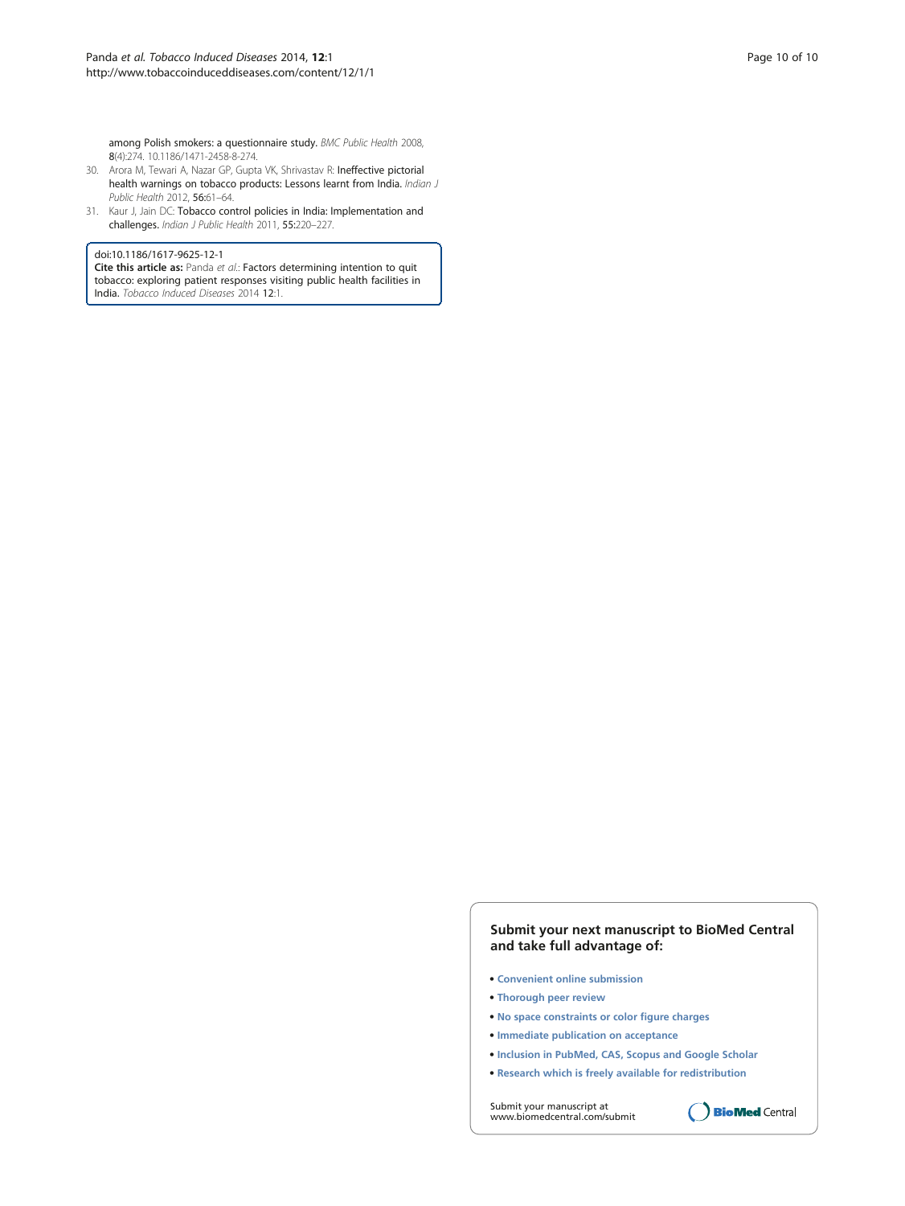among Polish smokers: a questionnaire study. *BMC Public Health* 2008, **8**(4):274. 10.1186/1471-2458-8-274.

30. Arora M, Tewari A, Nazar GP, Gupta VK, Shrivastav R: **Ineffective pictorial health warnings on tobacco products: Lessons learnt from India.** *Indian J Public Health* 2012, **56:**61–64.
31. Kaur J, Jain DC: **Tobacco control policies in India: Implementation and challenges.** *Indian J Public Health* 2011, **55:**220–227.

doi:10.1186/1617-9625-12-1
**Cite this article as:** Panda *et al.*: **Factors determining intention to quit tobacco: exploring patient responses visiting public health facilities in India.** *Tobacco Induced Diseases* 2014 **12**:1.

**Submit your next manuscript to BioMed Central and take full advantage of:**

- **Convenient online submission**
- **Thorough peer review**
- **No space constraints or color figure charges**
- **Immediate publication on acceptance**
- **Inclusion in PubMed, CAS, Scopus and Google Scholar**
- **Research which is freely available for redistribution**

Submit your manuscript at
www.biomedcentral.com/submit

BioMed Central